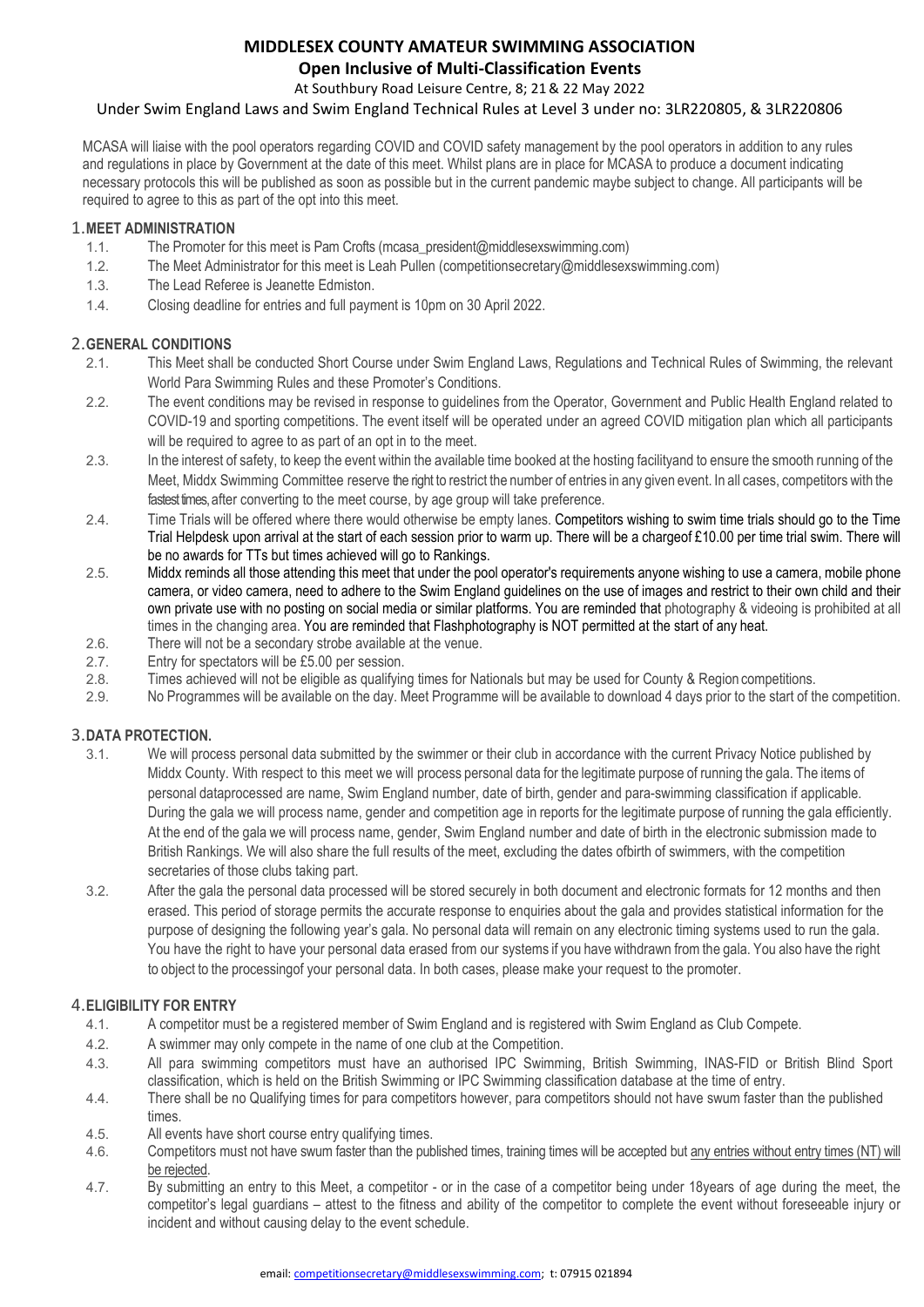# MIDDLESEX COUNTY AMATEUR SWIMMING ASSOCIATION

## Open Inclusive of Multi-Classification Events

At Southbury Road Leisure Centre, 8; 21 & 22 May 2022

Under Swim England Laws and Swim England Technical Rules at Level 3 under no: 3LR220805, & 3LR220806

MCASA will liaise with the pool operators regarding COVID and COVID safety management by the pool operators in addition to any rules and regulations in place by Government at the date of this meet. Whilst plans are in place for MCASA to produce a document indicating necessary protocols this will be published as soon as possible but in the current pandemic maybe subject to change. All participants will be required to agree to this as part of the opt into this meet.

### 1. MEET ADMINISTRATION

1.1. The Promoter for this meet is Pam Crofts (mcasa_president@middlesexswimming.com)

1.2. The Meet Administrator for this meet is Leah Pullen (competitionsecretary@middlesexswimming.com)

1.3. The Lead Referee is Jeanette Edmiston.

1.4. Closing deadline for entries and full payment is 10pm on 30 April 2022.

### 2. GENERAL CONDITIONS

2.1. This Meet shall be conducted Short Course under Swim England Laws, Regulations and Technical Rules of Swimming, the relevant World Para Swimming Rules and these Promoter's Conditions.

2.2. The event conditions may be revised in response to guidelines from the Operator, Government and Public Health England related to COVID-19 and sporting competitions. The event itself will be operated under an agreed COVID mitigation plan which all participants will be required to agree to as part of an opt in to the meet.

2.3. In the interest of safety, to keep the event within the available time booked at the hosting facilityand to ensure the smooth running of the Meet, Middx Swimming Committee reserve the right to restrict the number of entries in any given event. In all cases, competitors with the fastest times, after converting to the meet course, by age group will take preference.

2.4. Time Trials will be offered where there would otherwise be empty lanes. Competitors wishing to swim time trials should go to the Time Trial Helpdesk upon arrival at the start of each session prior to warm up. There will be a chargeof £10.00 per time trial swim. There will be no awards for TTs but times achieved will go to Rankings.

2.5. Middx reminds all those attending this meet that under the pool operator's requirements anyone wishing to use a camera, mobile phone camera, or video camera, need to adhere to the Swim England guidelines on the use of images and restrict to their own child and their own private use with no posting on social media or similar platforms. You are reminded that photography & videoing is prohibited at all times in the changing area. You are reminded that Flashphotography is NOT permitted at the start of any heat.

2.6. There will not be a secondary strobe available at the venue.

2.7. Entry for spectators will be £5.00 per session.

2.8. Times achieved will not be eligible as qualifying times for Nationals but may be used for County & Region competitions.

2.9. No Programmes will be available on the day. Meet Programme will be available to download 4 days prior to the start of the competition.

### 3. DATA PROTECTION.

3.1. We will process personal data submitted by the swimmer or their club in accordance with the current Privacy Notice published by Middx County. With respect to this meet we will process personal data for the legitimate purpose of running the gala. The items of personal dataprocessed are name, Swim England number, date of birth, gender and para-swimming classification if applicable. During the gala we will process name, gender and competition age in reports for the legitimate purpose of running the gala efficiently. At the end of the gala we will process name, gender, Swim England number and date of birth in the electronic submission made to British Rankings. We will also share the full results of the meet, excluding the dates ofbirth of swimmers, with the competition secretaries of those clubs taking part.

3.2. After the gala the personal data processed will be stored securely in both document and electronic formats for 12 months and then erased. This period of storage permits the accurate response to enquiries about the gala and provides statistical information for the purpose of designing the following year's gala. No personal data will remain on any electronic timing systems used to run the gala. You have the right to have your personal data erased from our systems if you have withdrawn from the gala. You also have the right to object to the processingof your personal data. In both cases, please make your request to the promoter.

### 4. ELIGIBILITY FOR ENTRY

4.1. A competitor must be a registered member of Swim England and is registered with Swim England as Club Compete.

4.2. A swimmer may only compete in the name of one club at the Competition.

4.3. All para swimming competitors must have an authorised IPC Swimming, British Swimming, INAS-FID or British Blind Sport classification, which is held on the British Swimming or IPC Swimming classification database at the time of entry.

4.4. There shall be no Qualifying times for para competitors however, para competitors should not have swum faster than the published times.

4.5. All events have short course entry qualifying times.

4.6. Competitors must not have swum faster than the published times, training times will be accepted but <u>any entries without entry times (NT) will be rejected</u>.

4.7. By submitting an entry to this Meet, a competitor - or in the case of a competitor being under 18years of age during the meet, the competitor's legal guardians – attest to the fitness and ability of the competitor to complete the event without foreseeable injury or incident and without causing delay to the event schedule.

email: competitionsecretary@middlesexswimming.com; t: 07915 021894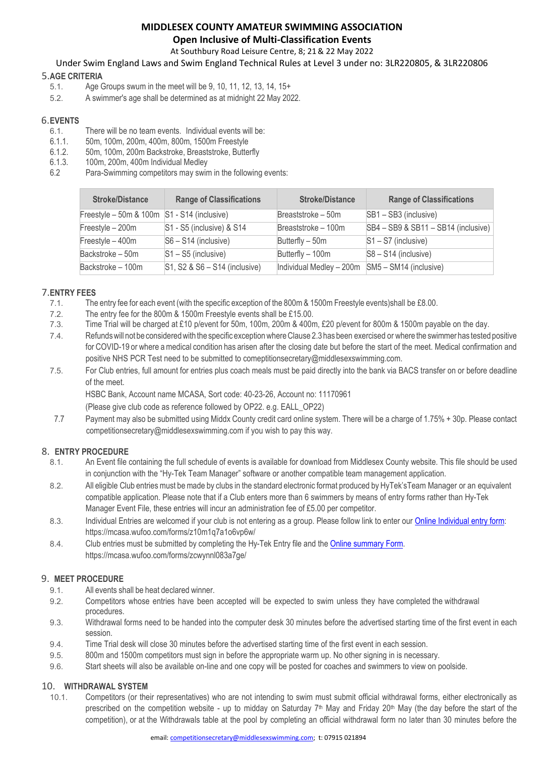# MIDDLESEX COUNTY AMATEUR SWIMMING ASSOCIATION

## Open Inclusive of Multi-Classification Events

At Southbury Road Leisure Centre, 8; 21 & 22 May 2022

Under Swim England Laws and Swim England Technical Rules at Level 3 under no: 3LR220805, & 3LR220806

### 5. AGE CRITERIA

5.1. Age Groups swum in the meet will be 9, 10, 11, 12, 13, 14, 15+

5.2. A swimmer's age shall be determined as at midnight 22 May 2022.

### 6. EVENTS

6.1. There will be no team events. Individual events will be:

6.1.1. 50m, 100m, 200m, 400m, 800m, 1500m Freestyle

6.1.2. 50m, 100m, 200m Backstroke, Breaststroke, Butterfly

6.1.3. 100m, 200m, 400m Individual Medley

6.2 Para-Swimming competitors may swim in the following events:

| Stroke/Distance | Range of Classifications | Stroke/Distance | Range of Classifications |
|---|---|---|---|
| Freestyle – 50m & 100m | S1 - S14 (inclusive) | Breaststroke – 50m | SB1 – SB3 (inclusive) |
| Freestyle – 200m | S1 - S5 (inclusive) & S14 | Breaststroke – 100m | SB4 – SB9 & SB11 – SB14 (inclusive) |
| Freestyle – 400m | S6 – S14 (inclusive) | Butterfly – 50m | S1 – S7 (inclusive) |
| Backstroke – 50m | S1 – S5 (inclusive) | Butterfly – 100m | S8 – S14 (inclusive) |
| Backstroke – 100m | S1, S2 & S6 – S14 (inclusive) | Individual Medley – 200m | SM5 – SM14 (inclusive) |

### 7. ENTRY FEES

7.1. The entry fee for each event (with the specific exception of the 800m & 1500m Freestyle events)shall be £8.00.

7.2. The entry fee for the 800m & 1500m Freestyle events shall be £15.00.

7.3. Time Trial will be charged at £10 p/event for 50m, 100m, 200m & 400m, £20 p/event for 800m & 1500m payable on the day.

7.4. Refunds will not be considered with the specific exception where Clause 2.3 has been exercised or where the swimmer has tested positive for COVID-19 or where a medical condition has arisen after the closing date but before the start of the meet. Medical confirmation and positive NHS PCR Test need to be submitted to cometpitionsecretary@middlesexswimming.com.

7.5. For Club entries, full amount for entries plus coach meals must be paid directly into the bank via BACS transfer on or before deadline of the meet.

HSBC Bank, Account name MCASA, Sort code: 40-23-26, Account no: 11170961

(Please give club code as reference followed by OP22. e.g. EALL_OP22)

7.7 Payment may also be submitted using Middx County credit card online system. There will be a charge of 1.75% + 30p. Please contact competitionsecretary@middlesexswimming.com if you wish to pay this way.

### 8. ENTRY PROCEDURE

8.1. An Event file containing the full schedule of events is available for download from Middlesex County website. This file should be used in conjunction with the "Hy-Tek Team Manager" software or another compatible team management application.

8.2. All eligible Club entries must be made by clubs in the standard electronic format produced by HyTek'sTeam Manager or an equivalent compatible application. Please note that if a Club enters more than 6 swimmers by means of entry forms rather than Hy-Tek Manager Event File, these entries will incur an administration fee of £5.00 per competitor.

8.3. Individual Entries are welcomed if your club is not entering as a group. Please follow link to enter our Online Individual entry form: https://mcasa.wufoo.com/forms/z10m1q7a1o6vp6w/

8.4. Club entries must be submitted by completing the Hy-Tek Entry file and the Online summary Form. https://mcasa.wufoo.com/forms/zcwynnl083a7ge/

### 9. MEET PROCEDURE

9.1. All events shall be heat declared winner.

9.2. Competitors whose entries have been accepted will be expected to swim unless they have completed the withdrawal procedures.

9.3. Withdrawal forms need to be handed into the computer desk 30 minutes before the advertised starting time of the first event in each session.

9.4. Time Trial desk will close 30 minutes before the advertised starting time of the first event in each session.

9.5. 800m and 1500m competitors must sign in before the appropriate warm up. No other signing in is necessary.

9.6. Start sheets will also be available on-line and one copy will be posted for coaches and swimmers to view on poolside.

### 10. WITHDRAWAL SYSTEM

10.1. Competitors (or their representatives) who are not intending to swim must submit official withdrawal forms, either electronically as prescribed on the competition website - up to midday on Saturday 7th May and Friday 20th May (the day before the start of the competition), or at the Withdrawals table at the pool by completing an official withdrawal form no later than 30 minutes before the

email: competitionsecretary@middlesexswimming.com; t: 07915 021894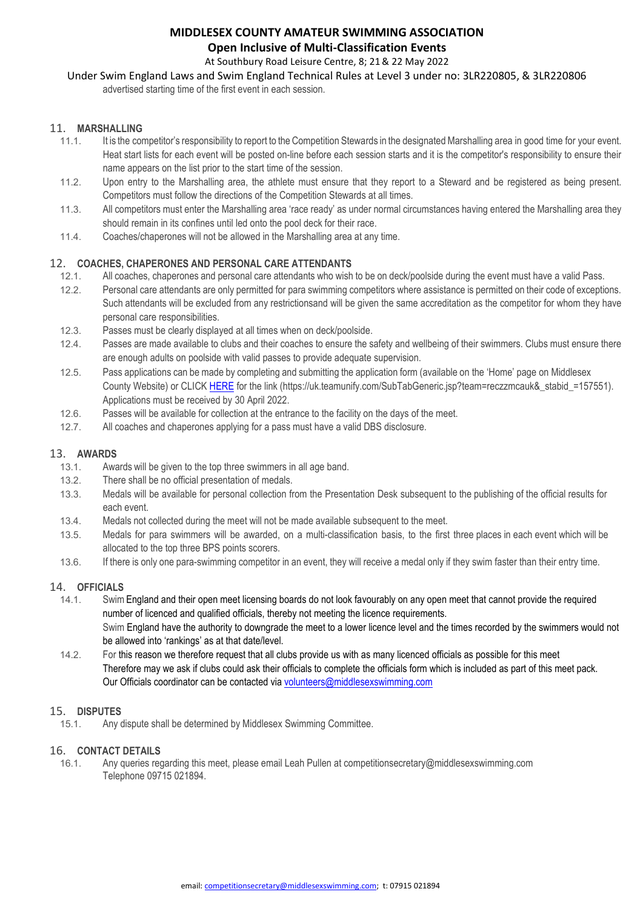advertised starting time of the first event in each session.

## 11. MARSHALLING

11.1. It is the competitor's responsibility to report to the Competition Stewards in the designated Marshalling area in good time for your event. Heat start lists for each event will be posted on-line before each session starts and it is the competitor's responsibility to ensure their name appears on the list prior to the start time of the session.

11.2. Upon entry to the Marshalling area, the athlete must ensure that they report to a Steward and be registered as being present. Competitors must follow the directions of the Competition Stewards at all times.

11.3. All competitors must enter the Marshalling area 'race ready' as under normal circumstances having entered the Marshalling area they should remain in its confines until led onto the pool deck for their race.

11.4. Coaches/chaperones will not be allowed in the Marshalling area at any time.

## 12. COACHES, CHAPERONES AND PERSONAL CARE ATTENDANTS

12.1. All coaches, chaperones and personal care attendants who wish to be on deck/poolside during the event must have a valid Pass.

12.2. Personal care attendants are only permitted for para swimming competitors where assistance is permitted on their code of exceptions. Such attendants will be excluded from any restrictionsand will be given the same accreditation as the competitor for whom they have personal care responsibilities.

12.3. Passes must be clearly displayed at all times when on deck/poolside.

12.4. Passes are made available to clubs and their coaches to ensure the safety and wellbeing of their swimmers. Clubs must ensure there are enough adults on poolside with valid passes to provide adequate supervision.

12.5. Pass applications can be made by completing and submitting the application form (available on the 'Home' page on Middlesex County Website) or CLICK HERE for the link (https://uk.teamunify.com/SubTabGeneric.jsp?team=reczzmcauk&_stabid_=157551). Applications must be received by 30 April 2022.

12.6. Passes will be available for collection at the entrance to the facility on the days of the meet.

12.7. All coaches and chaperones applying for a pass must have a valid DBS disclosure.

## 13. AWARDS

13.1. Awards will be given to the top three swimmers in all age band.

13.2. There shall be no official presentation of medals.

13.3. Medals will be available for personal collection from the Presentation Desk subsequent to the publishing of the official results for each event.

13.4. Medals not collected during the meet will not be made available subsequent to the meet.

13.5. Medals for para swimmers will be awarded, on a multi-classification basis, to the first three places in each event which will be allocated to the top three BPS points scorers.

13.6. If there is only one para-swimming competitor in an event, they will receive a medal only if they swim faster than their entry time.

## 14. OFFICIALS

14.1. Swim England and their open meet licensing boards do not look favourably on any open meet that cannot provide the required number of licenced and qualified officials, thereby not meeting the licence requirements.
Swim England have the authority to downgrade the meet to a lower licence level and the times recorded by the swimmers would not be allowed into 'rankings' as at that date/level.

14.2. For this reason we therefore request that all clubs provide us with as many licenced officials as possible for this meet
Therefore may we ask if clubs could ask their officials to complete the officials form which is included as part of this meet pack.
Our Officials coordinator can be contacted via volunteers@middlesexswimming.com

## 15. DISPUTES

15.1. Any dispute shall be determined by Middlesex Swimming Committee.

## 16. CONTACT DETAILS

16.1. Any queries regarding this meet, please email Leah Pullen at competitionsecretary@middlesexswimming.com
Telephone 09715 021894.